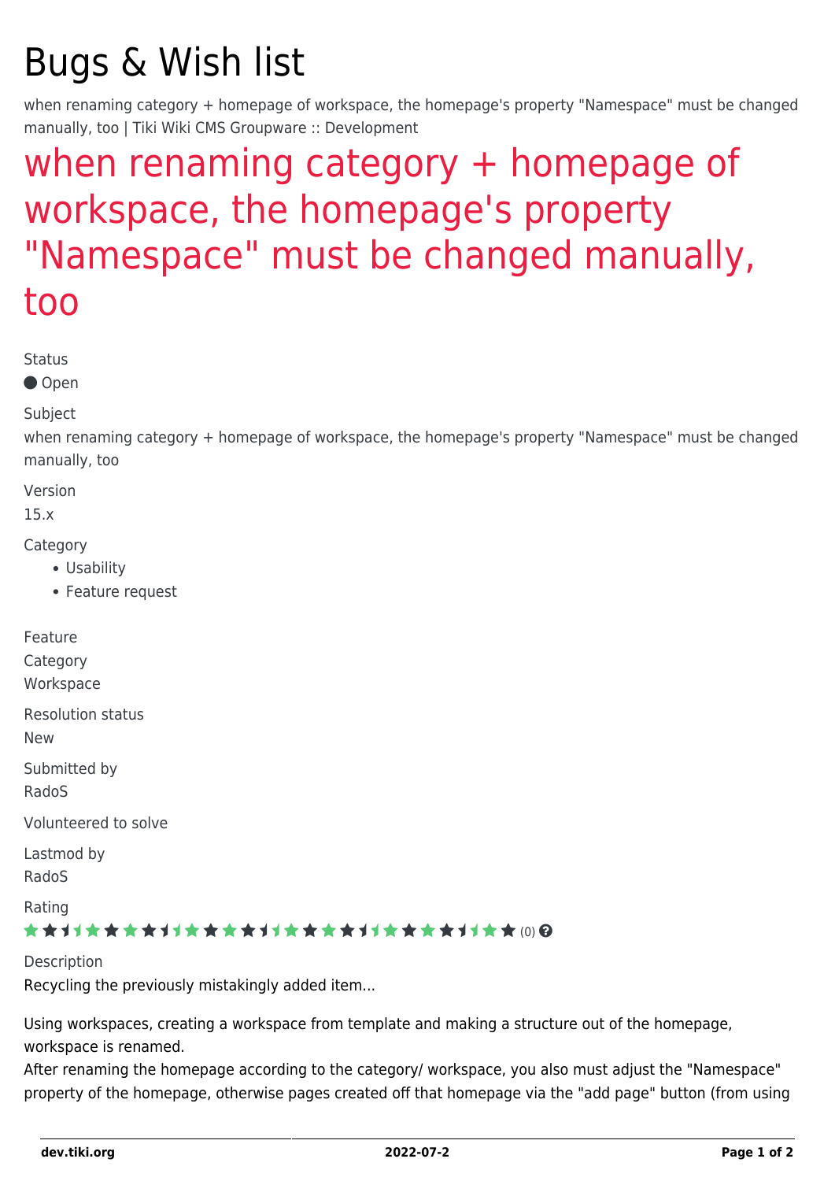# Bugs & Wish list

when renaming category + homepage of workspace, the homepage's property "Namespace" must be changed manually, too | Tiki Wiki CMS Groupware :: Development

## when renaming category + homepage of workspace, the homepage's property "Namespace" must be changed manually, too

Status

Open

Subject

when renaming category + homepage of workspace, the homepage's property "Namespace" must be changed manually, too

Version

15.x

Category

- Usability
- Feature request

Feature

Category

Workspace

Resolution status

New

Submitted by

RadoS

Volunteered to solve

Lastmod by

RadoS

Rating

(0)

Description

Recycling the previously mistakingly added item...

Using workspaces, creating a workspace from template and making a structure out of the homepage, workspace is renamed.

After renaming the homepage according to the category/ workspace, you also must adjust the "Namespace" property of the homepage, otherwise pages created off that homepage via the "add page" button (from using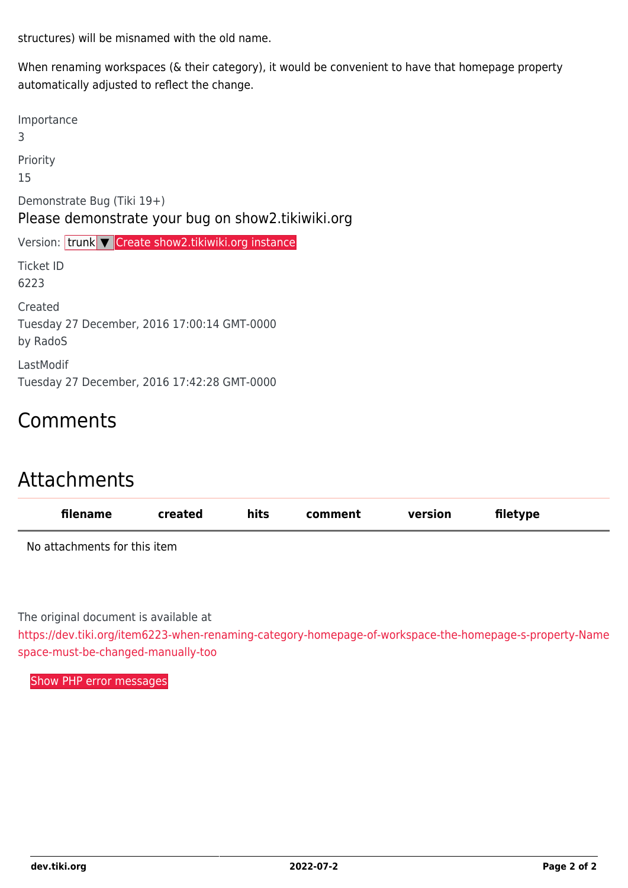structures) will be misnamed with the old name.

When renaming workspaces (& their category), it would be convenient to have that homepage property automatically adjusted to reflect the change.

Importance

3

Priority

15

Demonstrate Bug (Tiki 19+)

Please demonstrate your bug on show2.tikiwiki.org

Version: trunk ▼ Create show2.tikiwiki.org instance

Ticket ID

6223

Created

Tuesday 27 December, 2016 17:00:14 GMT-0000

by RadoS

LastModif

Tuesday 27 December, 2016 17:42:28 GMT-0000

## Comments

## Attachments

| filename | created | hits | comment | version | filetype |
|---|---|---|---|---|---|
| No attachments for this item | | | | | |

The original document is available at
https://dev.tiki.org/item6223-when-renaming-category-homepage-of-workspace-the-homepage-s-property-Namespace-must-be-changed-manually-too

Show PHP error messages